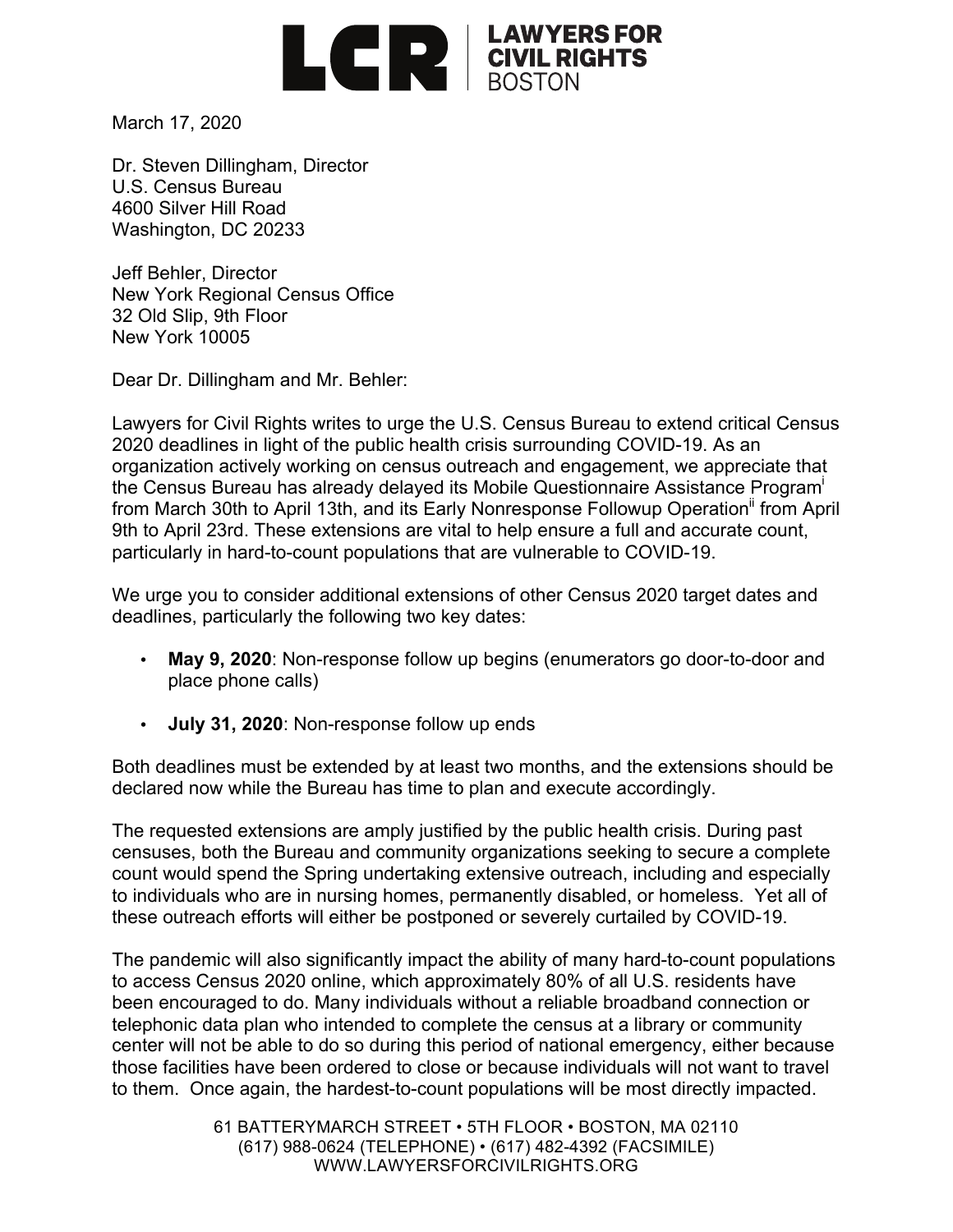LCR | LAWYERS FOR CIVIL RIGHTS BOSTON

March 17, 2020

Dr. Steven Dillingham, Director
U.S. Census Bureau
4600 Silver Hill Road
Washington, DC 20233

Jeff Behler, Director
New York Regional Census Office
32 Old Slip, 9th Floor
New York 10005

Dear Dr. Dillingham and Mr. Behler:

Lawyers for Civil Rights writes to urge the U.S. Census Bureau to extend critical Census 2020 deadlines in light of the public health crisis surrounding COVID-19. As an organization actively working on census outreach and engagement, we appreciate that the Census Bureau has already delayed its Mobile Questionnaire Assistance Program[i] from March 30th to April 13th, and its Early Nonresponse Followup Operation[ii] from April 9th to April 23rd. These extensions are vital to help ensure a full and accurate count, particularly in hard-to-count populations that are vulnerable to COVID-19.

We urge you to consider additional extensions of other Census 2020 target dates and deadlines, particularly the following two key dates:

- **May 9, 2020**: Non-response follow up begins (enumerators go door-to-door and place phone calls)
- **July 31, 2020**: Non-response follow up ends

Both deadlines must be extended by at least two months, and the extensions should be declared now while the Bureau has time to plan and execute accordingly.

The requested extensions are amply justified by the public health crisis. During past censuses, both the Bureau and community organizations seeking to secure a complete count would spend the Spring undertaking extensive outreach, including and especially to individuals who are in nursing homes, permanently disabled, or homeless. Yet all of these outreach efforts will either be postponed or severely curtailed by COVID-19.

The pandemic will also significantly impact the ability of many hard-to-count populations to access Census 2020 online, which approximately 80% of all U.S. residents have been encouraged to do. Many individuals without a reliable broadband connection or telephonic data plan who intended to complete the census at a library or community center will not be able to do so during this period of national emergency, either because those facilities have been ordered to close or because individuals will not want to travel to them. Once again, the hardest-to-count populations will be most directly impacted.

61 BATTERYMARCH STREET • 5TH FLOOR • BOSTON, MA 02110
(617) 988-0624 (TELEPHONE) • (617) 482-4392 (FACSIMILE)
WWW.LAWYERSFORCIVILRIGHTS.ORG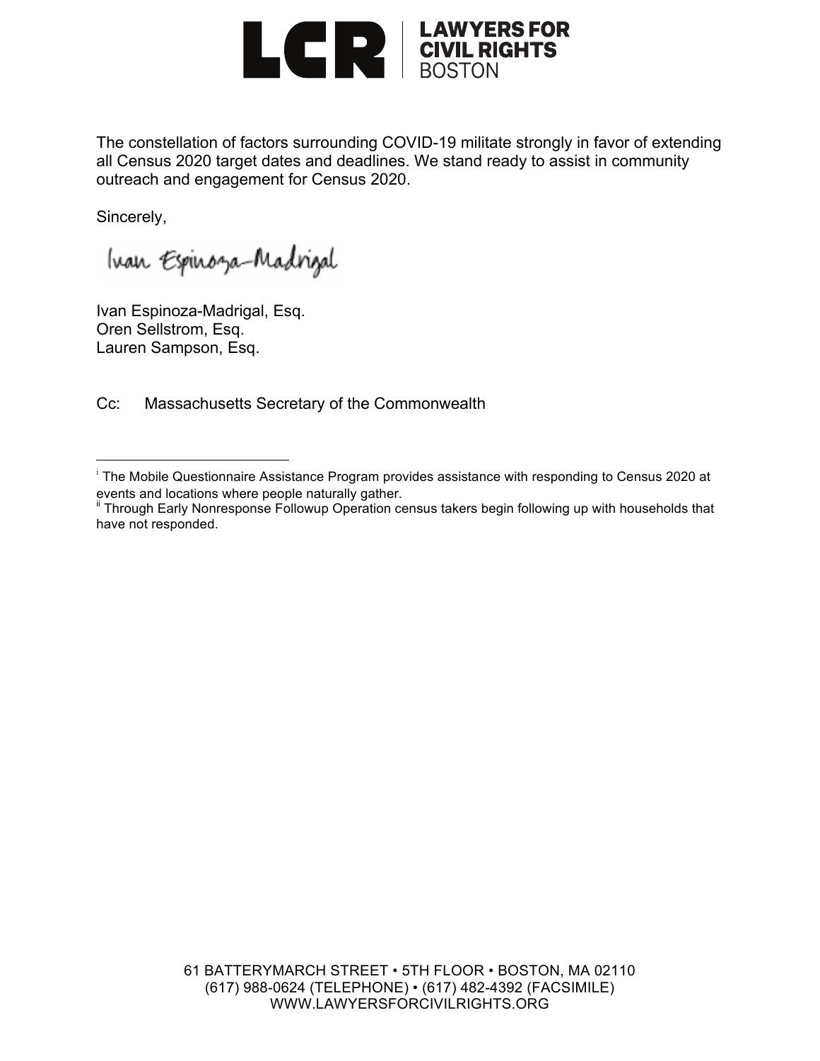The constellation of factors surrounding COVID-19 militate strongly in favor of extending all Census 2020 target dates and deadlines. We stand ready to assist in community outreach and engagement for Census 2020.

Sincerely,

Ivan Espinoza-Madrigal

Ivan Espinoza-Madrigal, Esq.
Oren Sellstrom, Esq.
Lauren Sampson, Esq.

Cc: Massachusetts Secretary of the Commonwealth

---

[i] The Mobile Questionnaire Assistance Program provides assistance with responding to Census 2020 at events and locations where people naturally gather.

[ii] Through Early Nonresponse Followup Operation census takers begin following up with households that have not responded.